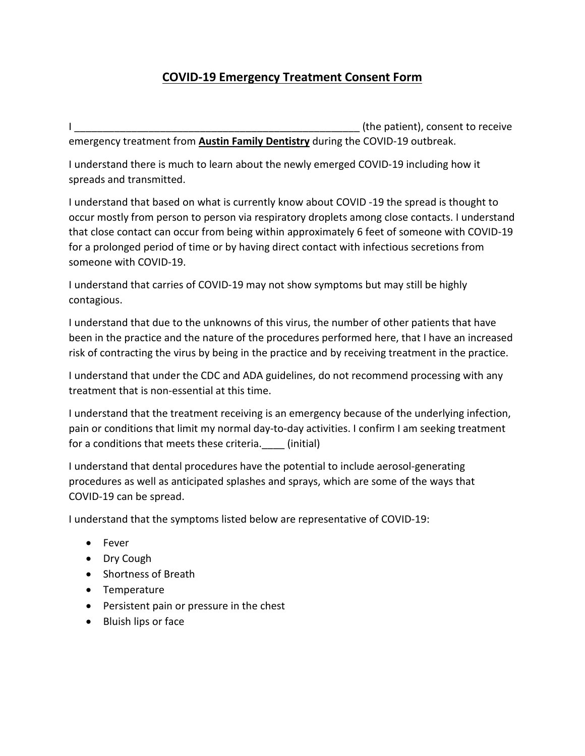# COVID-19 Emergency Treatment Consent Form

I ____________________________________________________ (the patient), consent to receive emergency treatment from **Austin Family Dentistry** during the COVID-19 outbreak.

I understand there is much to learn about the newly emerged COVID-19 including how it spreads and transmitted.

I understand that based on what is currently know about COVID -19 the spread is thought to occur mostly from person to person via respiratory droplets among close contacts. I understand that close contact can occur from being within approximately 6 feet of someone with COVID-19 for a prolonged period of time or by having direct contact with infectious secretions from someone with COVID-19.

I understand that carries of COVID-19 may not show symptoms but may still be highly contagious.

I understand that due to the unknowns of this virus, the number of other patients that have been in the practice and the nature of the procedures performed here, that I have an increased risk of contracting the virus by being in the practice and by receiving treatment in the practice.

I understand that under the CDC and ADA guidelines, do not recommend processing with any treatment that is non-essential at this time.

I understand that the treatment receiving is an emergency because of the underlying infection, pain or conditions that limit my normal day-to-day activities. I confirm I am seeking treatment for a conditions that meets these criteria.____ (initial)

I understand that dental procedures have the potential to include aerosol-generating procedures as well as anticipated splashes and sprays, which are some of the ways that COVID-19 can be spread.

I understand that the symptoms listed below are representative of COVID-19:

- Fever
- Dry Cough
- Shortness of Breath
- Temperature
- Persistent pain or pressure in the chest
- Bluish lips or face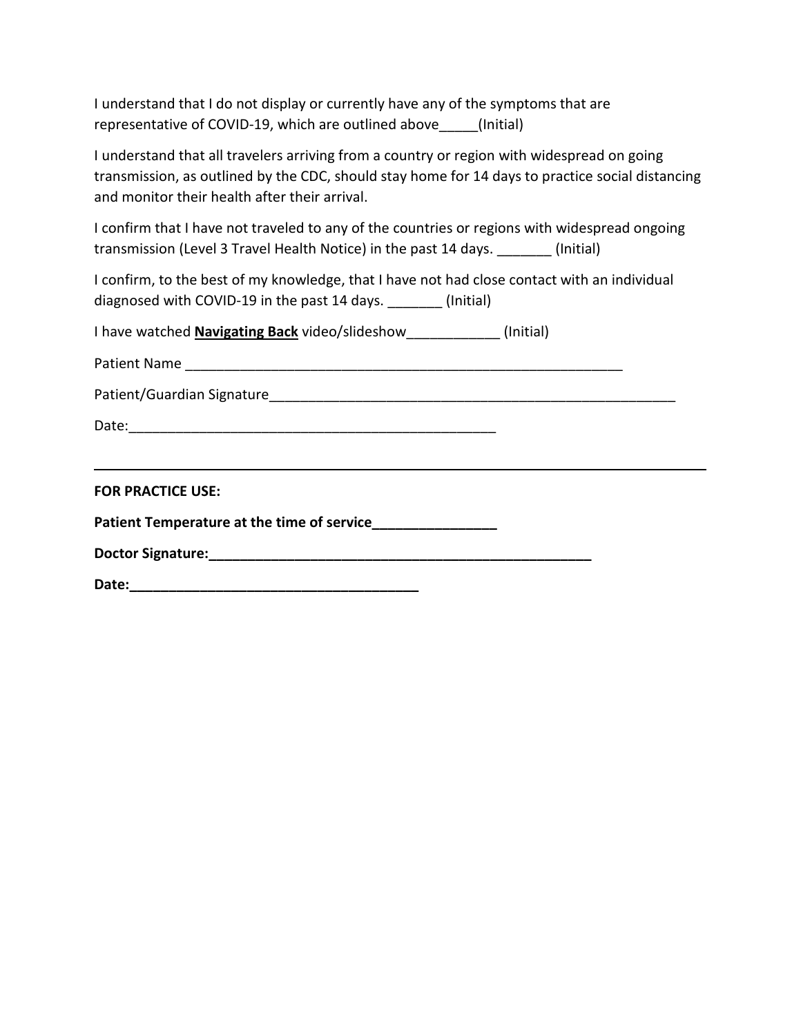I understand that I do not display or currently have any of the symptoms that are representative of COVID-19, which are outlined above_____(Initial)

I understand that all travelers arriving from a country or region with widespread on going transmission, as outlined by the CDC, should stay home for 14 days to practice social distancing and monitor their health after their arrival.

I confirm that I have not traveled to any of the countries or regions with widespread ongoing transmission (Level 3 Travel Health Notice) in the past 14 days. _______ (Initial)

I confirm, to the best of my knowledge, that I have not had close contact with an individual diagnosed with COVID-19 in the past 14 days. _______ (Initial)

I have watched **Navigating Back** video/slideshow____________ (Initial)

Patient Name ___________________________________________________________

Patient/Guardian Signature_______________________________________________________

Date:________________________________________________

---

**FOR PRACTICE USE:**

**Patient Temperature at the time of service________________**

**Doctor Signature:_____________________________________________________**

**Date:______________________________________**